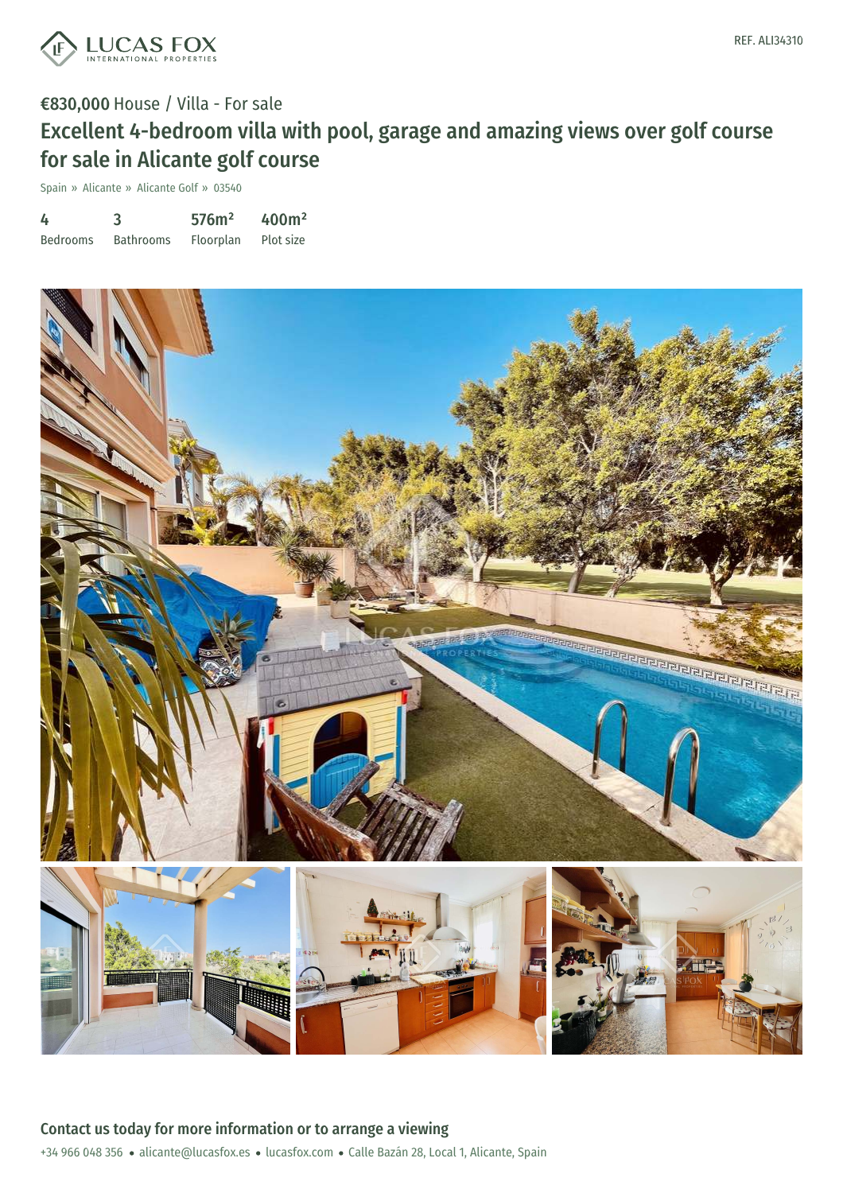REF. ALI34310

**€830,000** House / Villa - For sale

# Excellent 4-bedroom villa with pool, garage and amazing views over golf course for sale in Alicante golf course

Spain » Alicante » Alicante Golf » 03540

| 4 | 3 | 576m² | 400m² |
|---|---|---|---|
| Bedrooms | Bathrooms | Floorplan | Plot size |

## Contact us today for more information or to arrange a viewing

+34 966 048 356 • alicante@lucasfox.es • lucasfox.com • Calle Bazán 28, Local 1, Alicante, Spain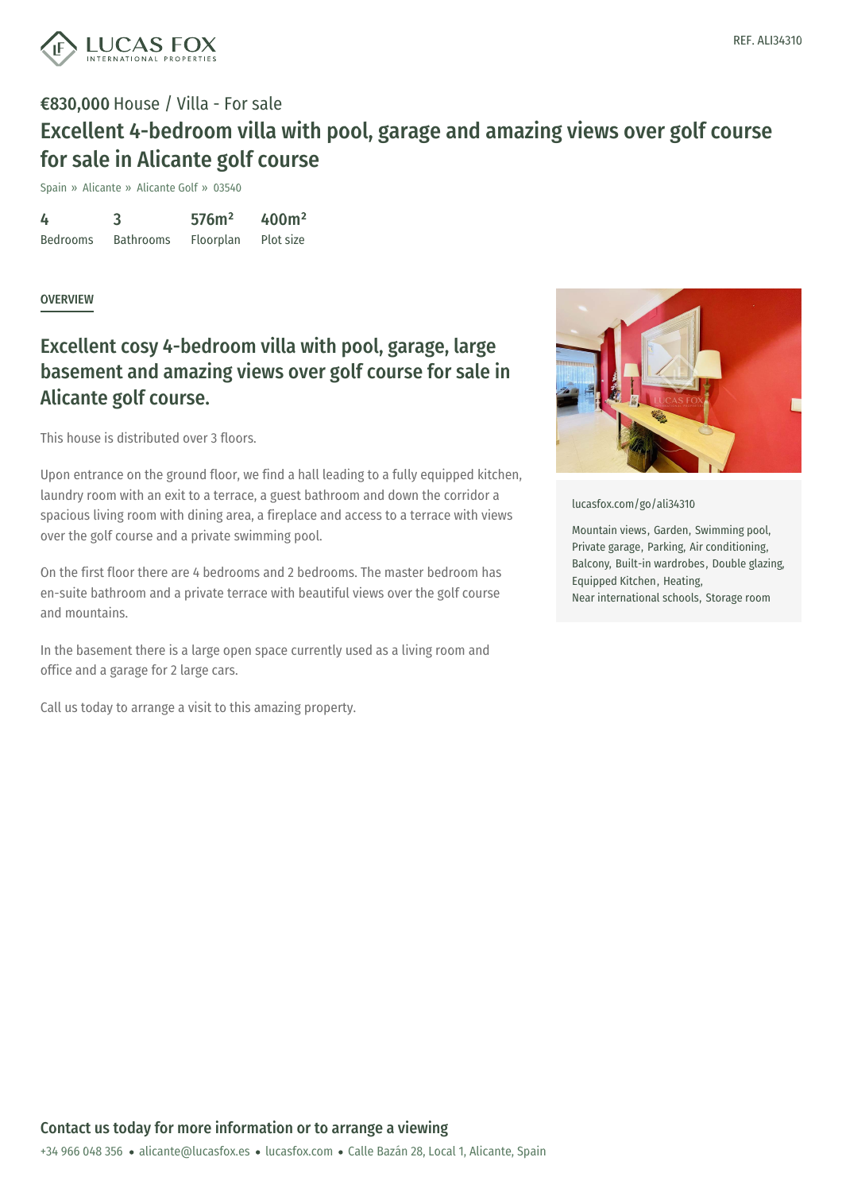REF. ALI34310

€830,000 House / Villa - For sale

# Excellent 4-bedroom villa with pool, garage and amazing views over golf course for sale in Alicante golf course

Spain » Alicante » Alicante Golf » 03540

| 4 | 3 | 576m² | 400m² |
|---|---|---|---|
| Bedrooms | Bathrooms | Floorplan | Plot size |

OVERVIEW

## Excellent cosy 4-bedroom villa with pool, garage, large basement and amazing views over golf course for sale in Alicante golf course.

This house is distributed over 3 floors.

Upon entrance on the ground floor, we find a hall leading to a fully equipped kitchen, laundry room with an exit to a terrace, a guest bathroom and down the corridor a spacious living room with dining area, a fireplace and access to a terrace with views over the golf course and a private swimming pool.

On the first floor there are 4 bedrooms and 2 bedrooms. The master bedroom has en-suite bathroom and a private terrace with beautiful views over the golf course and mountains.

In the basement there is a large open space currently used as a living room and office and a garage for 2 large cars.

Call us today to arrange a visit to this amazing property.

lucasfox.com/go/ali34310

Mountain views, Garden, Swimming pool, Private garage, Parking, Air conditioning, Balcony, Built-in wardrobes, Double glazing, Equipped Kitchen, Heating, Near international schools, Storage room

**Contact us today for more information or to arrange a viewing**

+34 966 048 356 • alicante@lucasfox.es • lucasfox.com • Calle Bazán 28, Local 1, Alicante, Spain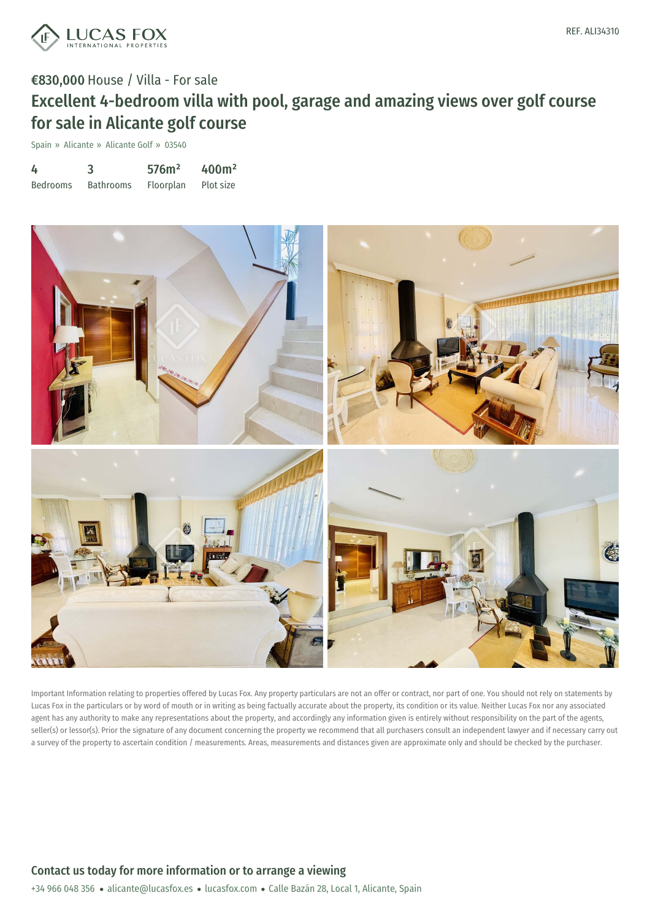REF. ALI34310

**€830,000** House / Villa - For sale

# Excellent 4-bedroom villa with pool, garage and amazing views over golf course for sale in Alicante golf course

Spain » Alicante » Alicante Golf » 03540

| 4 | 3 | 576m² | 400m² |
| --- | --- | --- | --- |
| Bedrooms | Bathrooms | Floorplan | Plot size |

Important Information relating to properties offered by Lucas Fox. Any property particulars are not an offer or contract, nor part of one. You should not rely on statements by Lucas Fox in the particulars or by word of mouth or in writing as being factually accurate about the property, its condition or its value. Neither Lucas Fox nor any associated agent has any authority to make any representations about the property, and accordingly any information given is entirely without responsibility on the part of the agents, seller(s) or lessor(s). Prior the signature of any document concerning the property we recommend that all purchasers consult an independent lawyer and if necessary carry out a survey of the property to ascertain condition / measurements. Areas, measurements and distances given are approximate only and should be checked by the purchaser.

## Contact us today for more information or to arrange a viewing

+34 966 048 356 • alicante@lucasfox.es • lucasfox.com • Calle Bazán 28, Local 1, Alicante, Spain